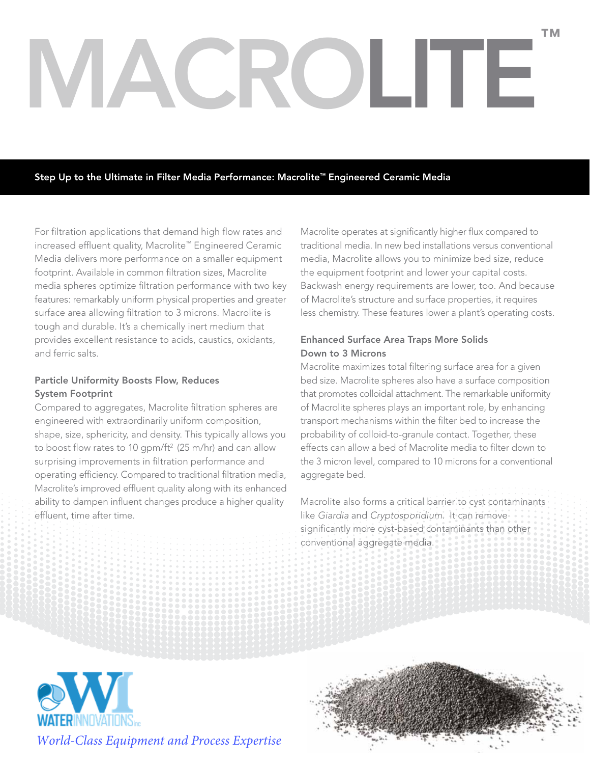# MACROLITE™

**Step Up to the Ultimate in Filter Media Performance: Macrolite™ Engineered Ceramic Media**

For filtration applications that demand high flow rates and increased effluent quality, Macrolite™ Engineered Ceramic Media delivers more performance on a smaller equipment footprint. Available in common filtration sizes, Macrolite media spheres optimize filtration performance with two key features: remarkably uniform physical properties and greater surface area allowing filtration to 3 microns. Macrolite is tough and durable. It's a chemically inert medium that provides excellent resistance to acids, caustics, oxidants, and ferric salts.

### Particle Uniformity Boosts Flow, Reduces System Footprint

Compared to aggregates, Macrolite filtration spheres are engineered with extraordinarily uniform composition, shape, size, sphericity, and density. This typically allows you to boost flow rates to 10 gpm/ft$^2$ (25 m/hr) and can allow surprising improvements in filtration performance and operating efficiency. Compared to traditional filtration media, Macrolite's improved effluent quality along with its enhanced ability to dampen influent changes produce a higher quality effluent, time after time.

Macrolite operates at significantly higher flux compared to traditional media. In new bed installations versus conventional media, Macrolite allows you to minimize bed size, reduce the equipment footprint and lower your capital costs. Backwash energy requirements are lower, too. And because of Macrolite's structure and surface properties, it requires less chemistry. These features lower a plant's operating costs.

### Enhanced Surface Area Traps More Solids Down to 3 Microns

Macrolite maximizes total filtering surface area for a given bed size. Macrolite spheres also have a surface composition that promotes colloidal attachment. The remarkable uniformity of Macrolite spheres plays an important role, by enhancing transport mechanisms within the filter bed to increase the probability of colloid-to-granule contact. Together, these effects can allow a bed of Macrolite media to filter down to the 3 micron level, compared to 10 microns for a conventional aggregate bed.

Macrolite also forms a critical barrier to cyst contaminants like *Giardia* and *Cryptosporidium*. It can remove significantly more cyst-based contaminants than other conventional aggregate media.

WATER INNOVATIONS inc

*World-Class Equipment and Process Expertise*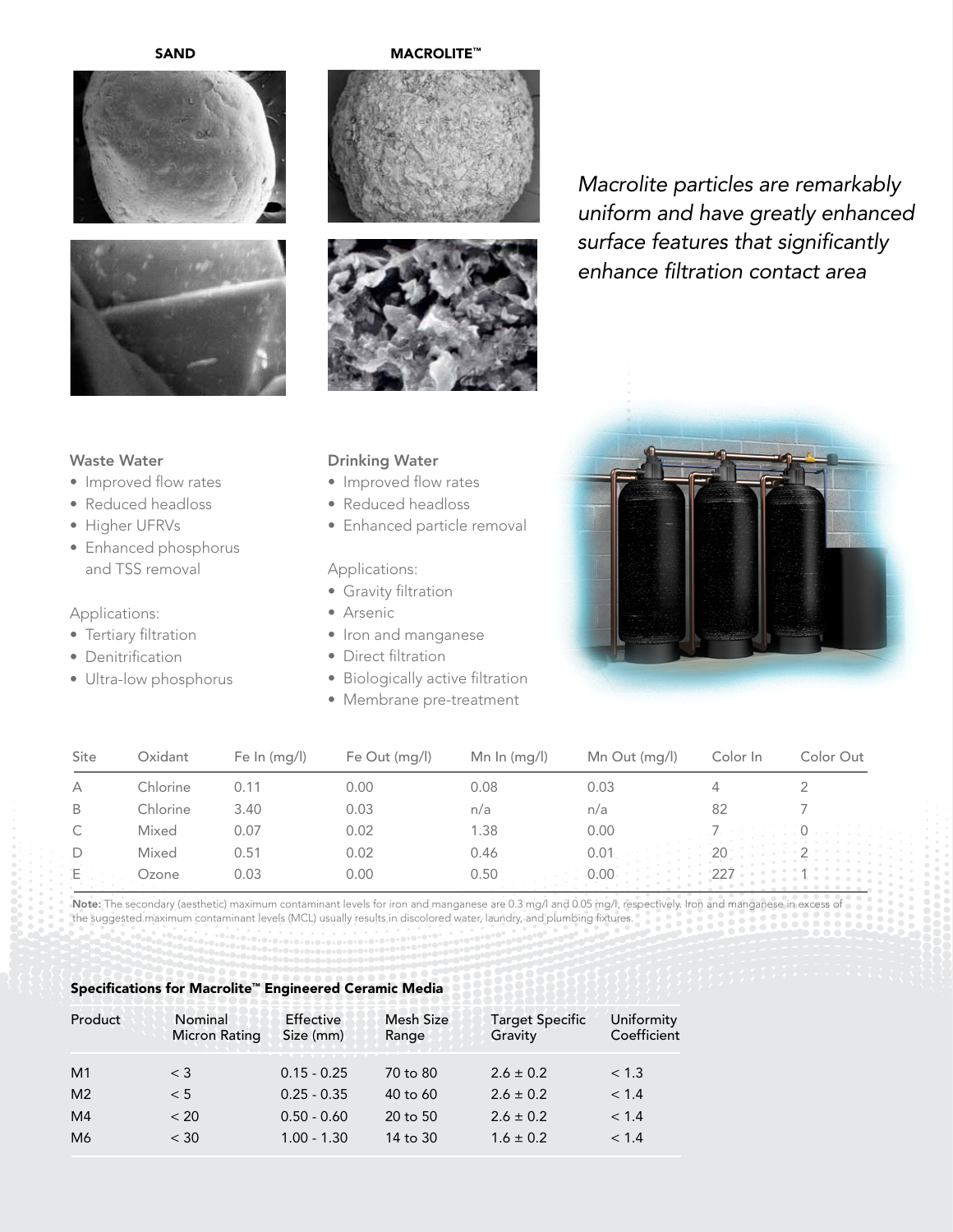**SAND**

**MACROLITE™**

*Macrolite particles are remarkably uniform and have greatly enhanced surface features that significantly enhance filtration contact area*

### Waste Water

- Improved flow rates
- Reduced headloss
- Higher UFRVs
- Enhanced phosphorus and TSS removal

Applications:

- Tertiary filtration
- Denitrification
- Ultra-low phosphorus

### Drinking Water

- Improved flow rates
- Reduced headloss
- Enhanced particle removal

Applications:

- Gravity filtration
- Arsenic
- Iron and manganese
- Direct filtration
- Biologically active filtration
- Membrane pre-treatment

| Site | Oxidant | Fe In (mg/l) | Fe Out (mg/l) | Mn In (mg/l) | Mn Out (mg/l) | Color In | Color Out |
|---|---|---|---|---|---|---|---|
| A | Chlorine | 0.11 | 0.00 | 0.08 | 0.03 | 4 | 2 |
| B | Chlorine | 3.40 | 0.03 | n/a | n/a | 82 | 7 |
| C | Mixed | 0.07 | 0.02 | 1.38 | 0.00 | 7 | 0 |
| D | Mixed | 0.51 | 0.02 | 0.46 | 0.01 | 20 | 2 |
| E | Ozone | 0.03 | 0.00 | 0.50 | 0.00 | 227 | 1 |

**Note:** The secondary (aesthetic) maximum contaminant levels for iron and manganese are 0.3 mg/l and 0.05 mg/l, respectively. Iron and manganese in excess of the suggested maximum contaminant levels (MCL) usually results in discolored water, laundry, and plumbing fixtures.

### Specifications for Macrolite™ Engineered Ceramic Media

| Product | Nominal Micron Rating | Effective Size (mm) | Mesh Size Range | Target Specific Gravity | Uniformity Coefficient |
|---|---|---|---|---|---|
| M1 | < 3 | 0.15 - 0.25 | 70 to 80 | 2.6 ± 0.2 | < 1.3 |
| M2 | < 5 | 0.25 - 0.35 | 40 to 60 | 2.6 ± 0.2 | < 1.4 |
| M4 | < 20 | 0.50 - 0.60 | 20 to 50 | 2.6 ± 0.2 | < 1.4 |
| M6 | < 30 | 1.00 - 1.30 | 14 to 30 | 1.6 ± 0.2 | < 1.4 |